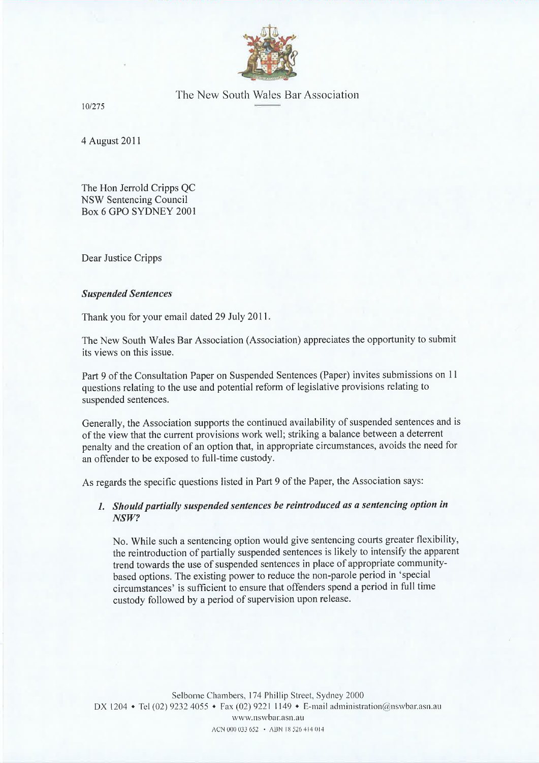The New South Wales Bar Association

10/275

4 August 2011

The Hon Jerrold Cripps QC
NSW Sentencing Council
Box 6 GPO SYDNEY 2001

Dear Justice Cripps

***Suspended Sentences***

Thank you for your email dated 29 July 2011.

The New South Wales Bar Association (Association) appreciates the opportunity to submit its views on this issue.

Part 9 of the Consultation Paper on Suspended Sentences (Paper) invites submissions on 11 questions relating to the use and potential reform of legislative provisions relating to suspended sentences.

Generally, the Association supports the continued availability of suspended sentences and is of the view that the current provisions work well; striking a balance between a deterrent penalty and the creation of an option that, in appropriate circumstances, avoids the need for an offender to be exposed to full-time custody.

As regards the specific questions listed in Part 9 of the Paper, the Association says:

1. ***Should partially suspended sentences be reintroduced as a sentencing option in NSW?***

   No. While such a sentencing option would give sentencing courts greater flexibility, the reintroduction of partially suspended sentences is likely to intensify the apparent trend towards the use of suspended sentences in place of appropriate community-based options. The existing power to reduce the non-parole period in 'special circumstances' is sufficient to ensure that offenders spend a period in full time custody followed by a period of supervision upon release.

Selborne Chambers, 174 Phillip Street, Sydney 2000
DX 1204 • Tel (02) 9232 4055 • Fax (02) 9221 1149 • E-mail administration@nswbar.asn.au
www.nswbar.asn.au
ACN 000 033 652 • ABN 18 526 414 014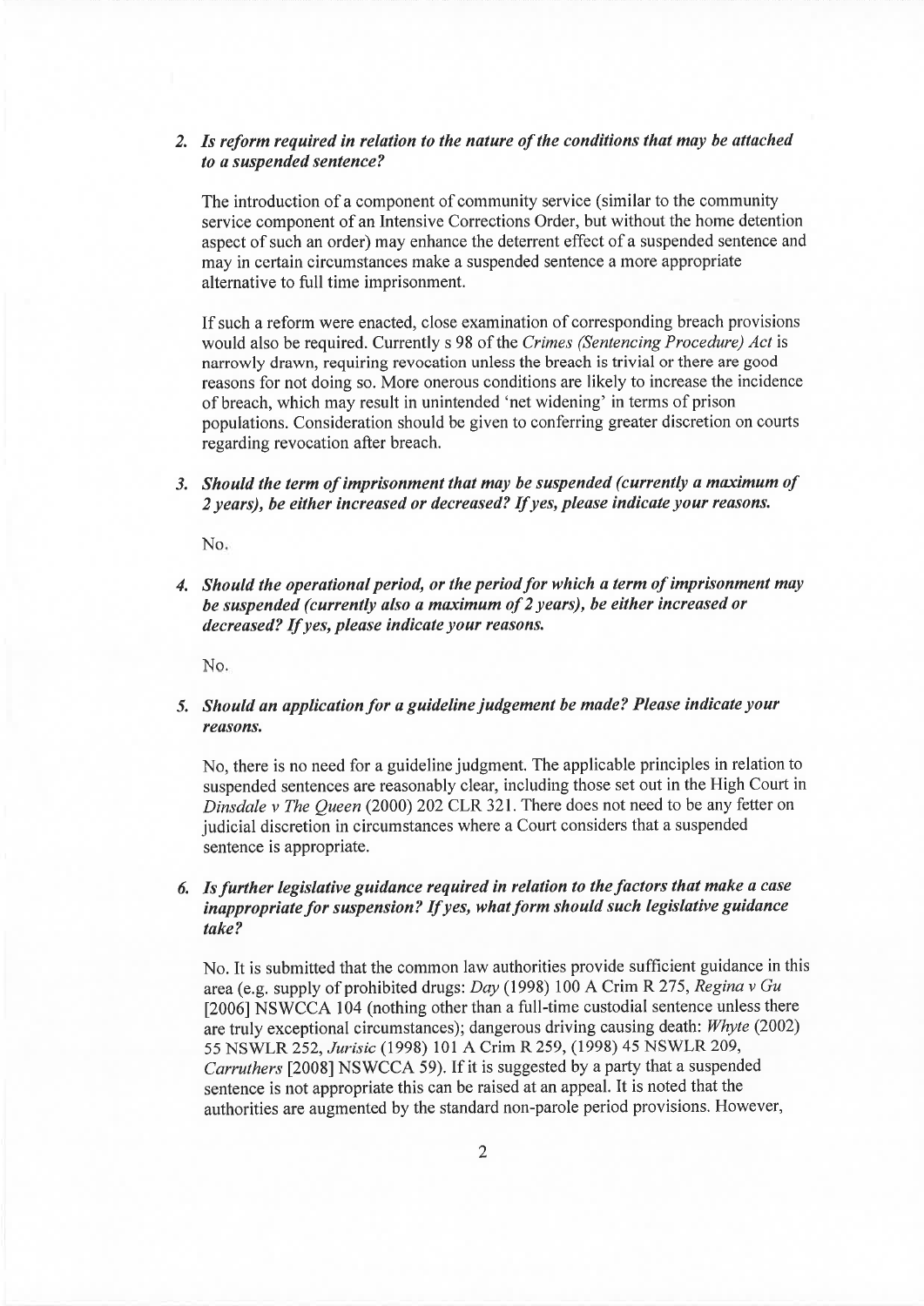2. ***Is reform required in relation to the nature of the conditions that may be attached to a suspended sentence?***

   The introduction of a component of community service (similar to the community service component of an Intensive Corrections Order, but without the home detention aspect of such an order) may enhance the deterrent effect of a suspended sentence and may in certain circumstances make a suspended sentence a more appropriate alternative to full time imprisonment.

   If such a reform were enacted, close examination of corresponding breach provisions would also be required. Currently s 98 of the *Crimes (Sentencing Procedure) Act* is narrowly drawn, requiring revocation unless the breach is trivial or there are good reasons for not doing so. More onerous conditions are likely to increase the incidence of breach, which may result in unintended 'net widening' in terms of prison populations. Consideration should be given to conferring greater discretion on courts regarding revocation after breach.

3. ***Should the term of imprisonment that may be suspended (currently a maximum of 2 years), be either increased or decreased? If yes, please indicate your reasons.***

   No.

4. ***Should the operational period, or the period for which a term of imprisonment may be suspended (currently also a maximum of 2 years), be either increased or decreased? If yes, please indicate your reasons.***

   No.

5. ***Should an application for a guideline judgement be made? Please indicate your reasons.***

   No, there is no need for a guideline judgment. The applicable principles in relation to suspended sentences are reasonably clear, including those set out in the High Court in *Dinsdale v The Queen* (2000) 202 CLR 321. There does not need to be any fetter on judicial discretion in circumstances where a Court considers that a suspended sentence is appropriate.

6. ***Is further legislative guidance required in relation to the factors that make a case inappropriate for suspension? If yes, what form should such legislative guidance take?***

   No. It is submitted that the common law authorities provide sufficient guidance in this area (e.g. supply of prohibited drugs: *Day* (1998) 100 A Crim R 275, *Regina v Gu* [2006] NSWCCA 104 (nothing other than a full-time custodial sentence unless there are truly exceptional circumstances); dangerous driving causing death: *Whyte* (2002) 55 NSWLR 252, *Jurisic* (1998) 101 A Crim R 259, (1998) 45 NSWLR 209, *Carruthers* [2008] NSWCCA 59). If it is suggested by a party that a suspended sentence is not appropriate this can be raised at an appeal. It is noted that the authorities are augmented by the standard non-parole period provisions. However,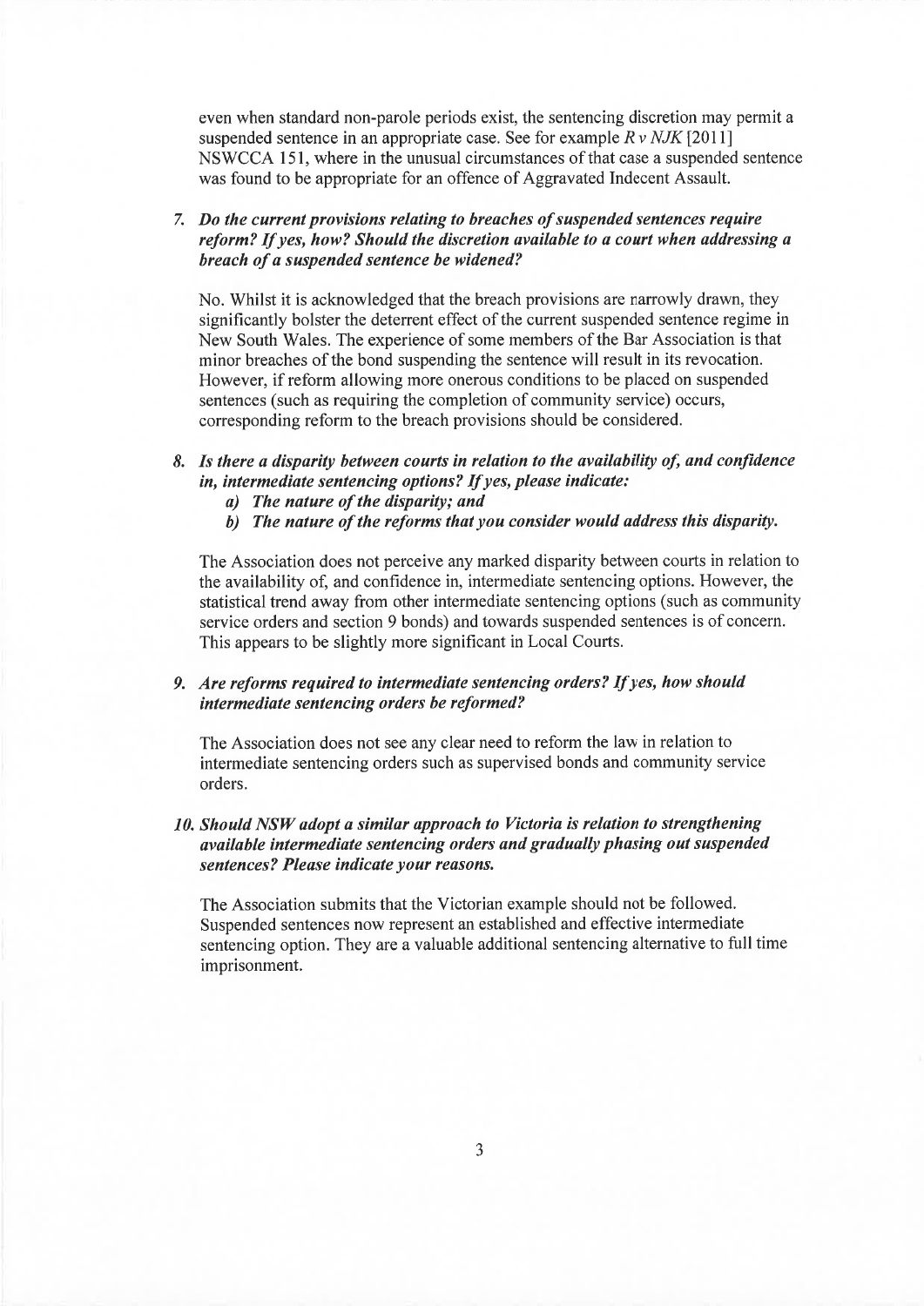even when standard non-parole periods exist, the sentencing discretion may permit a suspended sentence in an appropriate case. See for example *R v NJK* [2011] NSWCCA 151, where in the unusual circumstances of that case a suspended sentence was found to be appropriate for an offence of Aggravated Indecent Assault.

7. ***Do the current provisions relating to breaches of suspended sentences require reform? If yes, how? Should the discretion available to a court when addressing a breach of a suspended sentence be widened?***

No. Whilst it is acknowledged that the breach provisions are narrowly drawn, they significantly bolster the deterrent effect of the current suspended sentence regime in New South Wales. The experience of some members of the Bar Association is that minor breaches of the bond suspending the sentence will result in its revocation. However, if reform allowing more onerous conditions to be placed on suspended sentences (such as requiring the completion of community service) occurs, corresponding reform to the breach provisions should be considered.

8. ***Is there a disparity between courts in relation to the availability of, and confidence in, intermediate sentencing options? If yes, please indicate:***
   a) ***The nature of the disparity; and***
   b) ***The nature of the reforms that you consider would address this disparity.***

The Association does not perceive any marked disparity between courts in relation to the availability of, and confidence in, intermediate sentencing options. However, the statistical trend away from other intermediate sentencing options (such as community service orders and section 9 bonds) and towards suspended sentences is of concern. This appears to be slightly more significant in Local Courts.

9. ***Are reforms required to intermediate sentencing orders? If yes, how should intermediate sentencing orders be reformed?***

The Association does not see any clear need to reform the law in relation to intermediate sentencing orders such as supervised bonds and community service orders.

10. ***Should NSW adopt a similar approach to Victoria is relation to strengthening available intermediate sentencing orders and gradually phasing out suspended sentences? Please indicate your reasons.***

The Association submits that the Victorian example should not be followed. Suspended sentences now represent an established and effective intermediate sentencing option. They are a valuable additional sentencing alternative to full time imprisonment.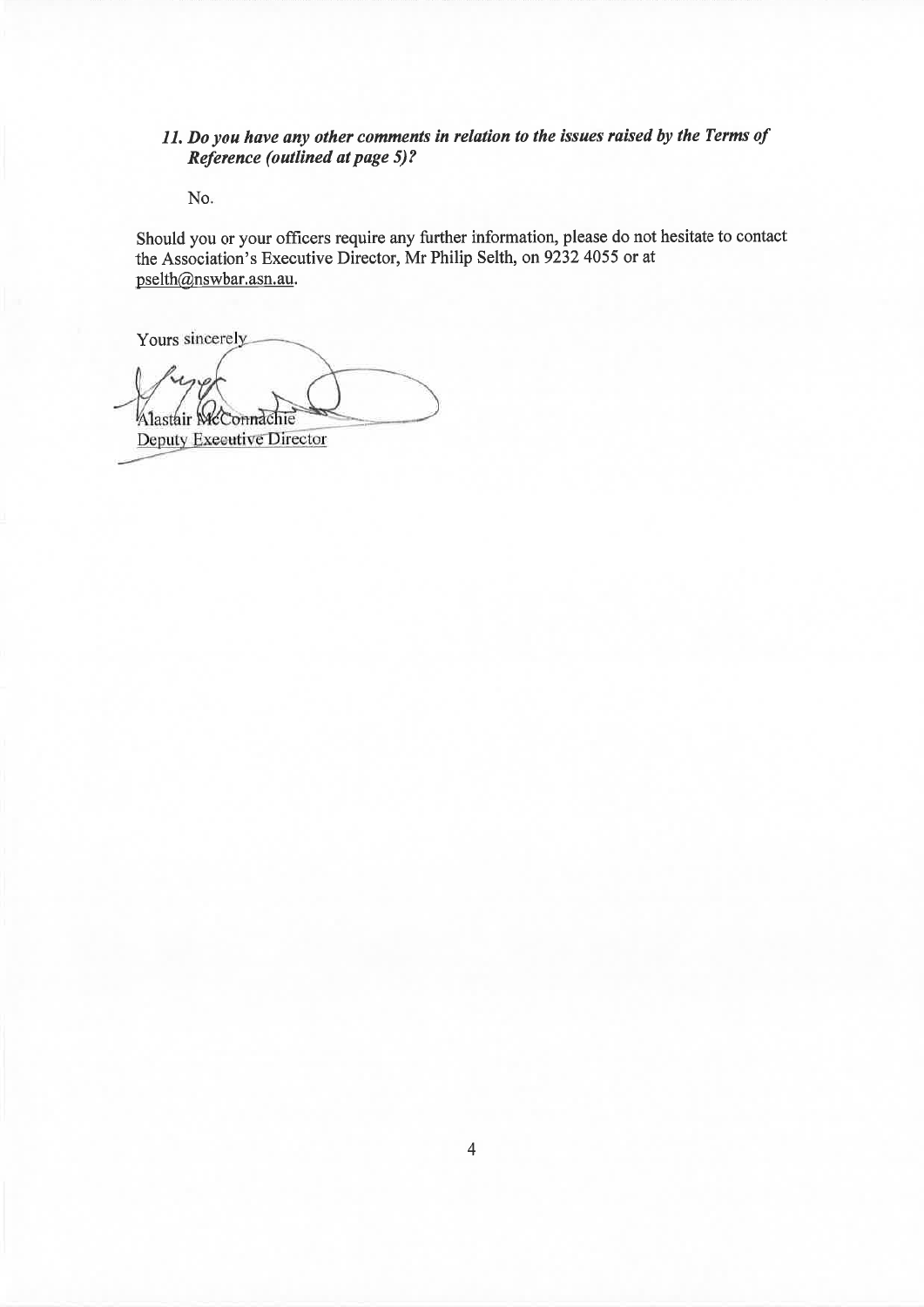***11. Do you have any other comments in relation to the issues raised by the Terms of Reference (outlined at page 5)?***

No.

Should you or your officers require any further information, please do not hesitate to contact the Association's Executive Director, Mr Philip Selth, on 9232 4055 or at pselth@nswbar.asn.au.

Yours sincerely

Alastair McConnachie
Deputy Executive Director